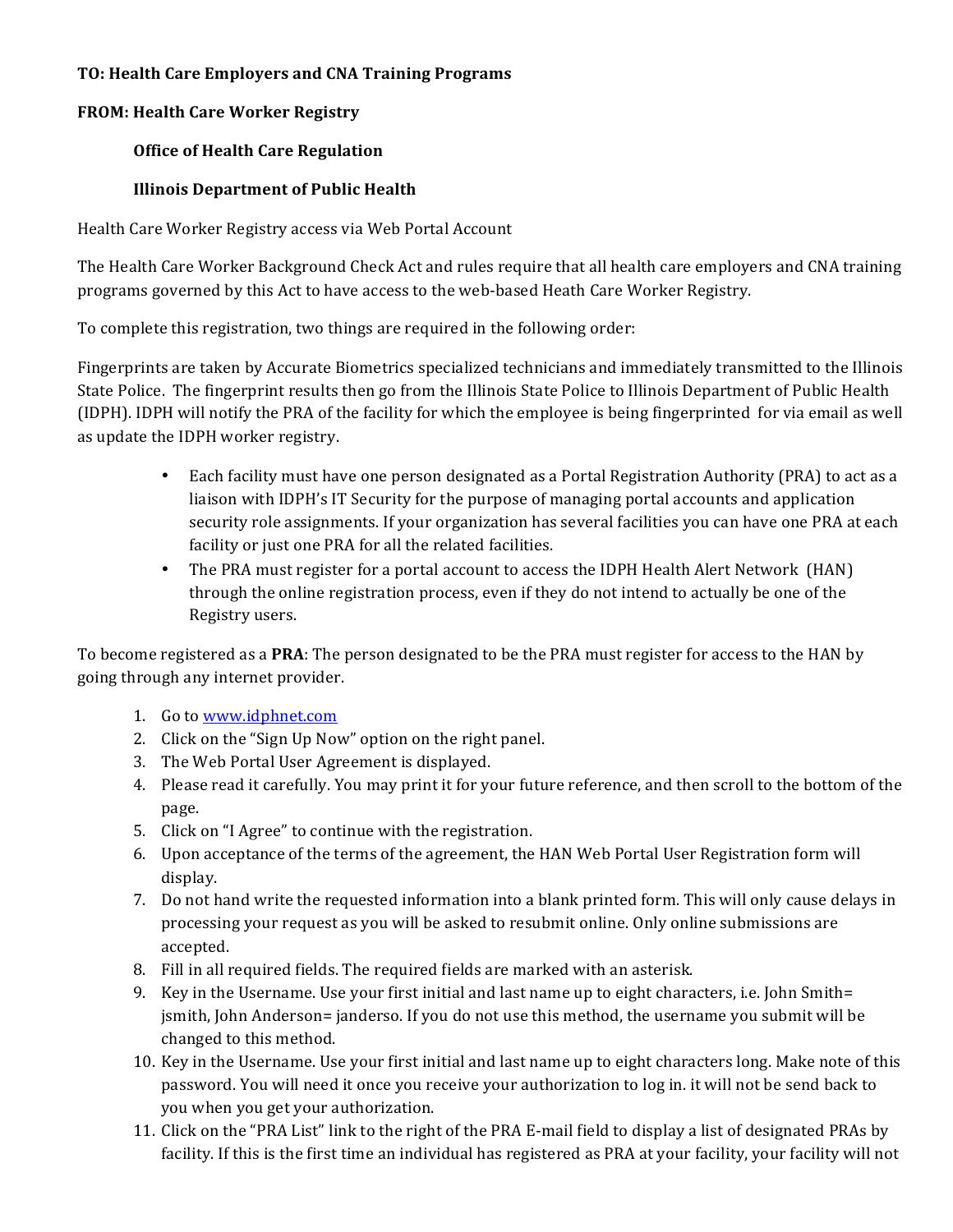**TO: Health Care Employers and CNA Training Programs**

**FROM: Health Care Worker Registry**

**Office of Health Care Regulation**

**Illinois Department of Public Health**

Health Care Worker Registry access via Web Portal Account

The Health Care Worker Background Check Act and rules require that all health care employers and CNA training programs governed by this Act to have access to the web-based Heath Care Worker Registry.

To complete this registration, two things are required in the following order:

Fingerprints are taken by Accurate Biometrics specialized technicians and immediately transmitted to the Illinois State Police. The fingerprint results then go from the Illinois State Police to Illinois Department of Public Health (IDPH). IDPH will notify the PRA of the facility for which the employee is being fingerprinted for via email as well as update the IDPH worker registry.

- Each facility must have one person designated as a Portal Registration Authority (PRA) to act as a liaison with IDPH's IT Security for the purpose of managing portal accounts and application security role assignments. If your organization has several facilities you can have one PRA at each facility or just one PRA for all the related facilities.
- The PRA must register for a portal account to access the IDPH Health Alert Network (HAN) through the online registration process, even if they do not intend to actually be one of the Registry users.

To become registered as a **PRA**: The person designated to be the PRA must register for access to the HAN by going through any internet provider.

1. Go to www.idphnet.com
2. Click on the "Sign Up Now" option on the right panel.
3. The Web Portal User Agreement is displayed.
4. Please read it carefully. You may print it for your future reference, and then scroll to the bottom of the page.
5. Click on "I Agree" to continue with the registration.
6. Upon acceptance of the terms of the agreement, the HAN Web Portal User Registration form will display.
7. Do not hand write the requested information into a blank printed form. This will only cause delays in processing your request as you will be asked to resubmit online. Only online submissions are accepted.
8. Fill in all required fields. The required fields are marked with an asterisk.
9. Key in the Username. Use your first initial and last name up to eight characters, i.e. John Smith= jsmith, John Anderson= janderso. If you do not use this method, the username you submit will be changed to this method.
10. Key in the Username. Use your first initial and last name up to eight characters long. Make note of this password. You will need it once you receive your authorization to log in. it will not be send back to you when you get your authorization.
11. Click on the "PRA List" link to the right of the PRA E-mail field to display a list of designated PRAs by facility. If this is the first time an individual has registered as PRA at your facility, your facility will not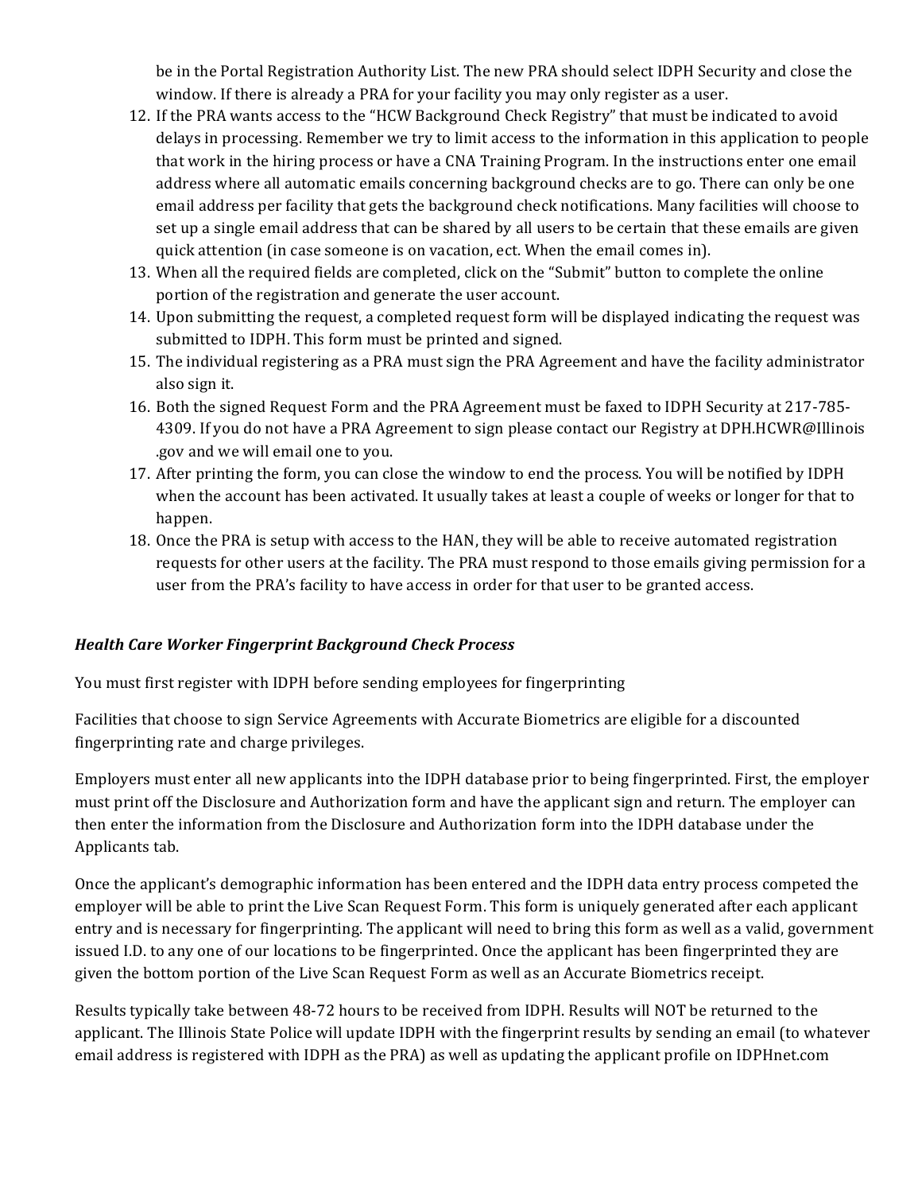be in the Portal Registration Authority List. The new PRA should select IDPH Security and close the window. If there is already a PRA for your facility you may only register as a user.

12. If the PRA wants access to the "HCW Background Check Registry" that must be indicated to avoid delays in processing. Remember we try to limit access to the information in this application to people that work in the hiring process or have a CNA Training Program. In the instructions enter one email address where all automatic emails concerning background checks are to go. There can only be one email address per facility that gets the background check notifications. Many facilities will choose to set up a single email address that can be shared by all users to be certain that these emails are given quick attention (in case someone is on vacation, ect. When the email comes in).
13. When all the required fields are completed, click on the "Submit" button to complete the online portion of the registration and generate the user account.
14. Upon submitting the request, a completed request form will be displayed indicating the request was submitted to IDPH. This form must be printed and signed.
15. The individual registering as a PRA must sign the PRA Agreement and have the facility administrator also sign it.
16. Both the signed Request Form and the PRA Agreement must be faxed to IDPH Security at 217-785-4309. If you do not have a PRA Agreement to sign please contact our Registry at DPH.HCWR@Illinois.gov and we will email one to you.
17. After printing the form, you can close the window to end the process. You will be notified by IDPH when the account has been activated. It usually takes at least a couple of weeks or longer for that to happen.
18. Once the PRA is setup with access to the HAN, they will be able to receive automated registration requests for other users at the facility. The PRA must respond to those emails giving permission for a user from the PRA's facility to have access in order for that user to be granted access.

***Health Care Worker Fingerprint Background Check Process***

You must first register with IDPH before sending employees for fingerprinting

Facilities that choose to sign Service Agreements with Accurate Biometrics are eligible for a discounted fingerprinting rate and charge privileges.

Employers must enter all new applicants into the IDPH database prior to being fingerprinted. First, the employer must print off the Disclosure and Authorization form and have the applicant sign and return. The employer can then enter the information from the Disclosure and Authorization form into the IDPH database under the Applicants tab.

Once the applicant's demographic information has been entered and the IDPH data entry process competed the employer will be able to print the Live Scan Request Form. This form is uniquely generated after each applicant entry and is necessary for fingerprinting. The applicant will need to bring this form as well as a valid, government issued I.D. to any one of our locations to be fingerprinted. Once the applicant has been fingerprinted they are given the bottom portion of the Live Scan Request Form as well as an Accurate Biometrics receipt.

Results typically take between 48-72 hours to be received from IDPH. Results will NOT be returned to the applicant. The Illinois State Police will update IDPH with the fingerprint results by sending an email (to whatever email address is registered with IDPH as the PRA) as well as updating the applicant profile on IDPHnet.com